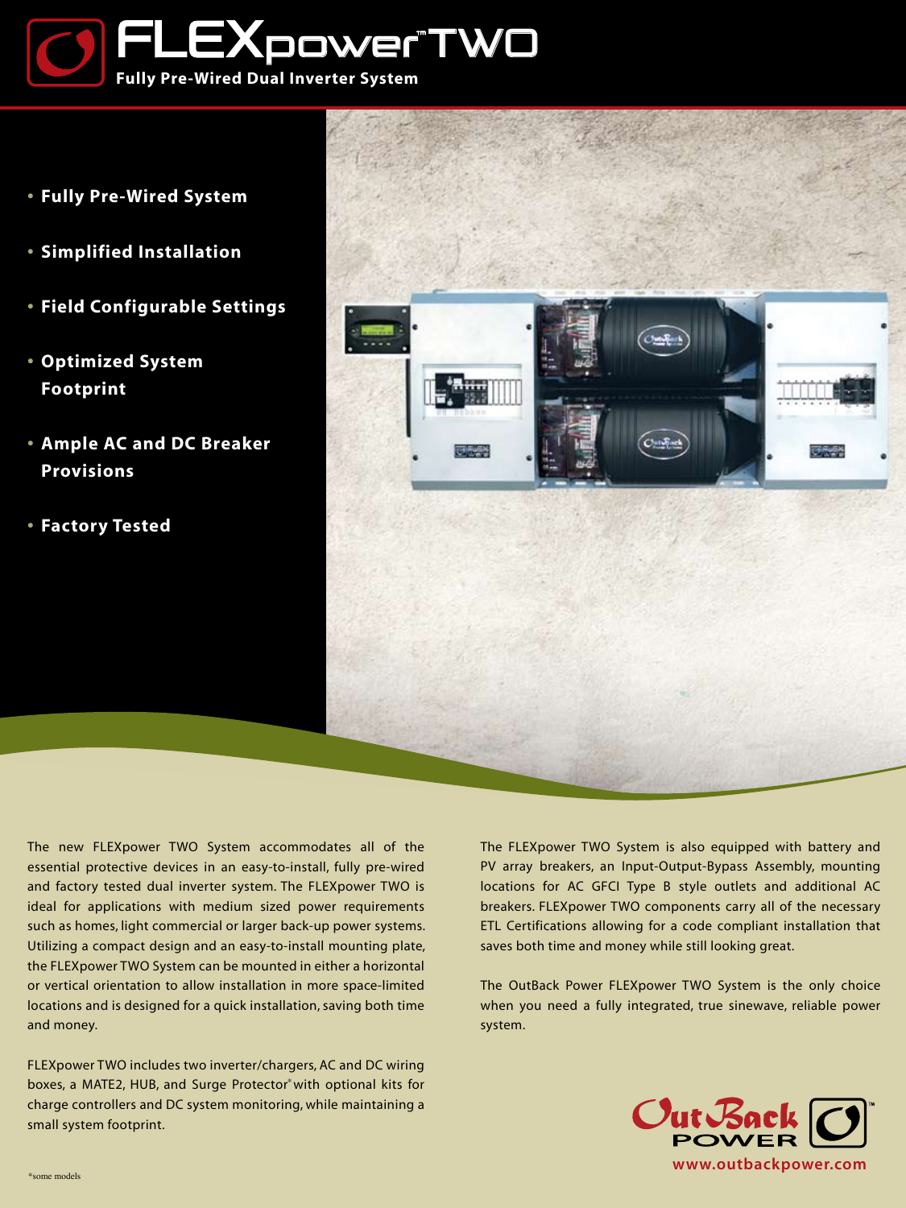# FLEXpower™ TWO

**Fully Pre-Wired Dual Inverter System**

- **Fully Pre-Wired System**
- **Simplified Installation**
- **Field Configurable Settings**
- **Optimized System Footprint**
- **Ample AC and DC Breaker Provisions**
- **Factory Tested**

The new FLEXpower TWO System accommodates all of the essential protective devices in an easy-to-install, fully pre-wired and factory tested dual inverter system. The FLEXpower TWO is ideal for applications with medium sized power requirements such as homes, light commercial or larger back-up power systems. Utilizing a compact design and an easy-to-install mounting plate, the FLEXpower TWO System can be mounted in either a horizontal or vertical orientation to allow installation in more space-limited locations and is designed for a quick installation, saving both time and money.

FLEXpower TWO includes two inverter/chargers, AC and DC wiring boxes, a MATE2, HUB, and Surge Protector* with optional kits for charge controllers and DC system monitoring, while maintaining a small system footprint.

The FLEXpower TWO System is also equipped with battery and PV array breakers, an Input-Output-Bypass Assembly, mounting locations for AC GFCI Type B style outlets and additional AC breakers. FLEXpower TWO components carry all of the necessary ETL Certifications allowing for a code compliant installation that saves both time and money while still looking great.

The OutBack Power FLEXpower TWO System is the only choice when you need a fully integrated, true sinewave, reliable power system.

*some models

OutBack POWER™

www.outbackpower.com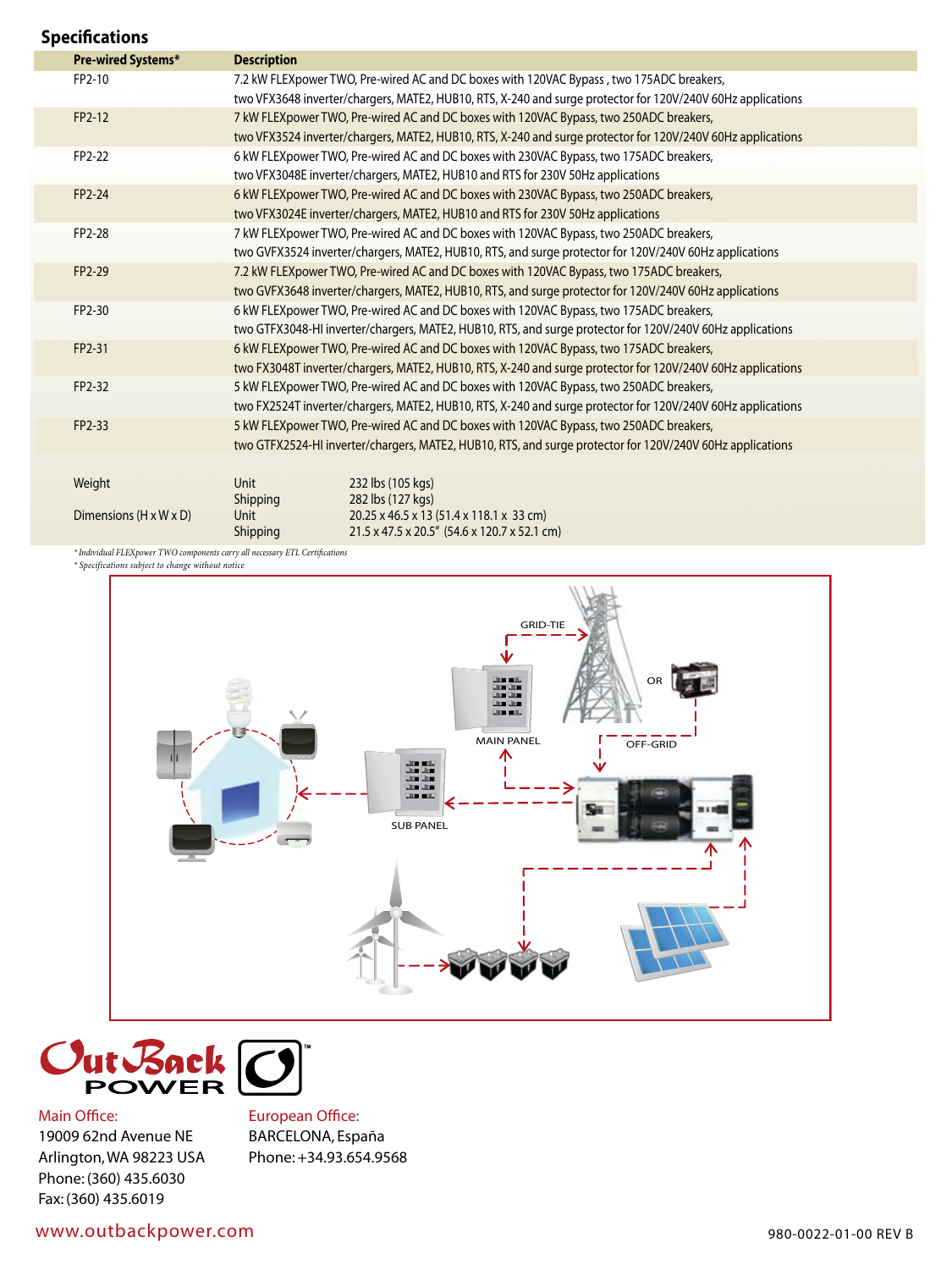## Specifications

| Pre-wired Systems* | Description | |
|---|---|---|
| FP2-10 | 7.2 kW FLEXpower TWO, Pre-wired AC and DC boxes with 120VAC Bypass , two 175ADC breakers, two VFX3648 inverter/chargers, MATE2, HUB10, RTS, X-240 and surge protector for 120V/240V 60Hz applications | |
| FP2-12 | 7 kW FLEXpower TWO, Pre-wired AC and DC boxes with 120VAC Bypass, two 250ADC breakers, two VFX3524 inverter/chargers, MATE2, HUB10, RTS, X-240 and surge protector for 120V/240V 60Hz applications | |
| FP2-22 | 6 kW FLEXpower TWO, Pre-wired AC and DC boxes with 230VAC Bypass, two 175ADC breakers, two VFX3048E inverter/chargers, MATE2, HUB10 and RTS for 230V 50Hz applications | |
| FP2-24 | 6 kW FLEXpower TWO, Pre-wired AC and DC boxes with 230VAC Bypass, two 250ADC breakers, two VFX3024E inverter/chargers, MATE2, HUB10 and RTS for 230V 50Hz applications | |
| FP2-28 | 7 kW FLEXpower TWO, Pre-wired AC and DC boxes with 120VAC Bypass, two 250ADC breakers, two GVFX3524 inverter/chargers, MATE2, HUB10, RTS, and surge protector for 120V/240V 60Hz applications | |
| FP2-29 | 7.2 kW FLEXpower TWO, Pre-wired AC and DC boxes with 120VAC Bypass, two 175ADC breakers, two GVFX3648 inverter/chargers, MATE2, HUB10, RTS, and surge protector for 120V/240V 60Hz applications | |
| FP2-30 | 6 kW FLEXpower TWO, Pre-wired AC and DC boxes with 120VAC Bypass, two 175ADC breakers, two GTFX3048-HI inverter/chargers, MATE2, HUB10, RTS, and surge protector for 120V/240V 60Hz applications | |
| FP2-31 | 6 kW FLEXpower TWO, Pre-wired AC and DC boxes with 120VAC Bypass, two 175ADC breakers, two FX3048T inverter/chargers, MATE2, HUB10, RTS, X-240 and surge protector for 120V/240V 60Hz applications | |
| FP2-32 | 5 kW FLEXpower TWO, Pre-wired AC and DC boxes with 120VAC Bypass, two 250ADC breakers, two FX2524T inverter/chargers, MATE2, HUB10, RTS, X-240 and surge protector for 120V/240V 60Hz applications | |
| FP2-33 | 5 kW FLEXpower TWO, Pre-wired AC and DC boxes with 120VAC Bypass, two 250ADC breakers, two GTFX2524-HI inverter/chargers, MATE2, HUB10, RTS, and surge protector for 120V/240V 60Hz applications | |
| Weight | Unit | 232 lbs (105 kgs) |
| | Shipping | 282 lbs (127 kgs) |
| Dimensions (H x W x D) | Unit | 20.25 x 46.5 x 13 (51.4 x 118.1 x 33 cm) |
| | Shipping | 21.5 x 47.5 x 20.5" (54.6 x 120.7 x 52.1 cm) |

*\* Individual FLEXpower TWO components carry all necessary ETL Certifications*
*\* Specifications subject to change without notice*

GRID-TIE
OR
MAIN PANEL
OFF-GRID
SUB PANEL

OutBack POWER

Main Office:
19009 62nd Avenue NE
Arlington, WA 98223 USA
Phone: (360) 435.6030
Fax: (360) 435.6019

European Office:
BARCELONA, España
Phone: +34.93.654.9568

www.outbackpower.com

980-0022-01-00 REV B